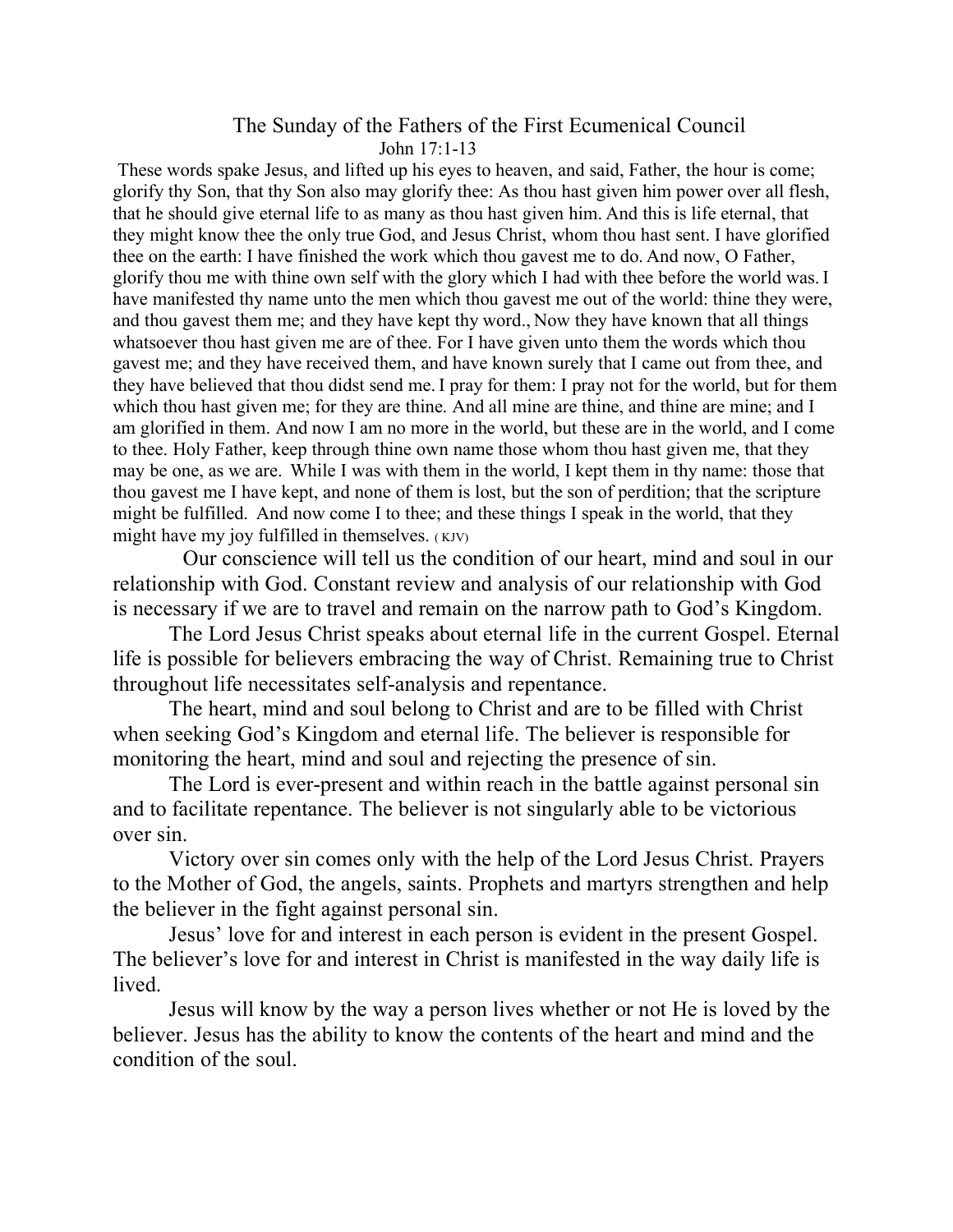# The Sunday of the Fathers of the First Ecumenical Council

John 17:1-13

These words spake Jesus, and lifted up his eyes to heaven, and said, Father, the hour is come; glorify thy Son, that thy Son also may glorify thee: As thou hast given him power over all flesh, that he should give eternal life to as many as thou hast given him. And this is life eternal, that they might know thee the only true God, and Jesus Christ, whom thou hast sent. I have glorified thee on the earth: I have finished the work which thou gavest me to do. And now, O Father, glorify thou me with thine own self with the glory which I had with thee before the world was. I have manifested thy name unto the men which thou gavest me out of the world: thine they were, and thou gavest them me; and they have kept thy word., Now they have known that all things whatsoever thou hast given me are of thee. For I have given unto them the words which thou gavest me; and they have received them, and have known surely that I came out from thee, and they have believed that thou didst send me. I pray for them: I pray not for the world, but for them which thou hast given me; for they are thine. And all mine are thine, and thine are mine; and I am glorified in them. And now I am no more in the world, but these are in the world, and I come to thee. Holy Father, keep through thine own name those whom thou hast given me, that they may be one, as we are. While I was with them in the world, I kept them in thy name: those that thou gavest me I have kept, and none of them is lost, but the son of perdition; that the scripture might be fulfilled. And now come I to thee; and these things I speak in the world, that they might have my joy fulfilled in themselves. ( KJV)

Our conscience will tell us the condition of our heart, mind and soul in our relationship with God. Constant review and analysis of our relationship with God is necessary if we are to travel and remain on the narrow path to God's Kingdom.

The Lord Jesus Christ speaks about eternal life in the current Gospel. Eternal life is possible for believers embracing the way of Christ. Remaining true to Christ throughout life necessitates self-analysis and repentance.

The heart, mind and soul belong to Christ and are to be filled with Christ when seeking God's Kingdom and eternal life. The believer is responsible for monitoring the heart, mind and soul and rejecting the presence of sin.

The Lord is ever-present and within reach in the battle against personal sin and to facilitate repentance. The believer is not singularly able to be victorious over sin.

Victory over sin comes only with the help of the Lord Jesus Christ. Prayers to the Mother of God, the angels, saints. Prophets and martyrs strengthen and help the believer in the fight against personal sin.

Jesus' love for and interest in each person is evident in the present Gospel. The believer's love for and interest in Christ is manifested in the way daily life is lived.

Jesus will know by the way a person lives whether or not He is loved by the believer. Jesus has the ability to know the contents of the heart and mind and the condition of the soul.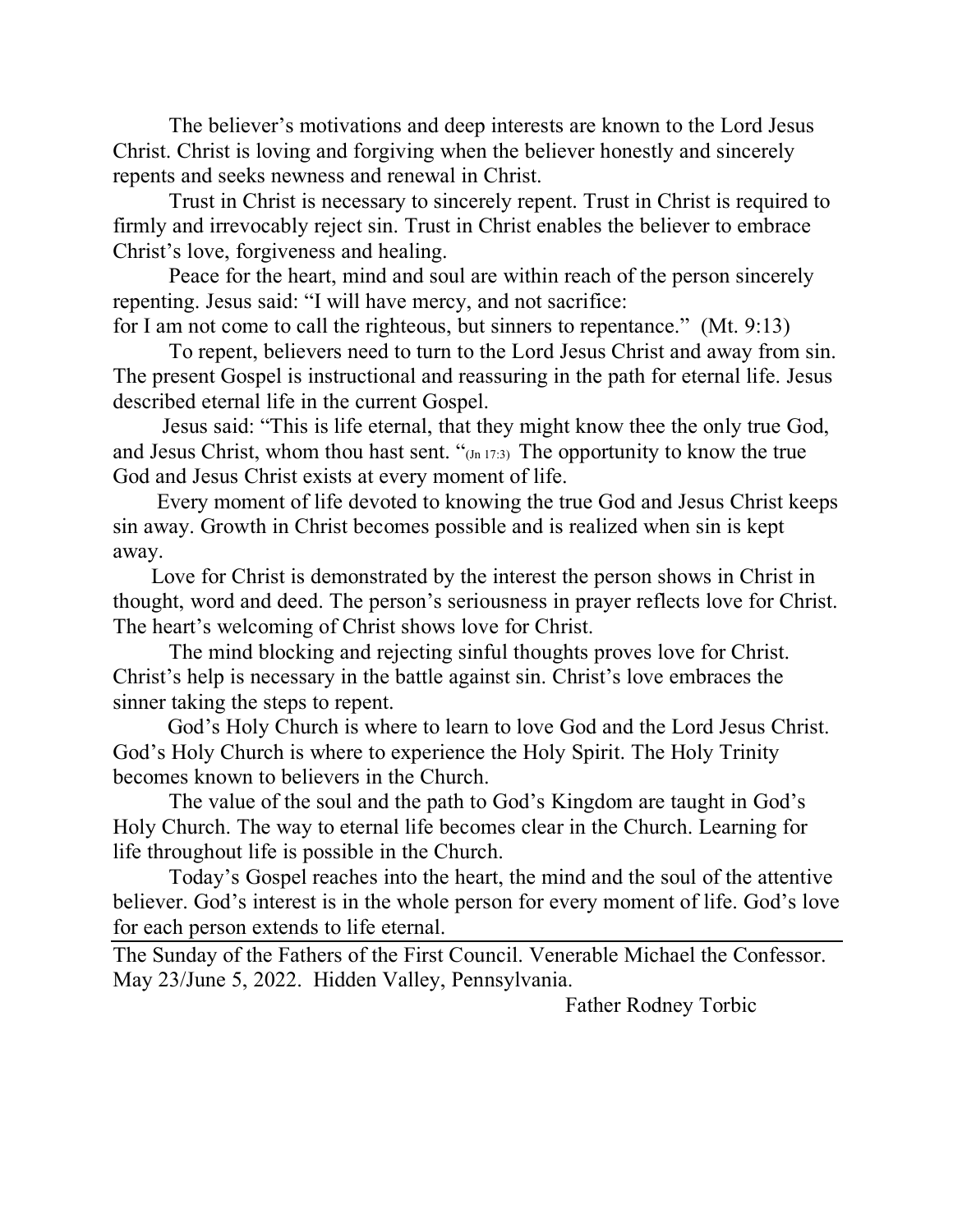The believer's motivations and deep interests are known to the Lord Jesus Christ. Christ is loving and forgiving when the believer honestly and sincerely repents and seeks newness and renewal in Christ.

Trust in Christ is necessary to sincerely repent. Trust in Christ is required to firmly and irrevocably reject sin. Trust in Christ enables the believer to embrace Christ's love, forgiveness and healing.

Peace for the heart, mind and soul are within reach of the person sincerely repenting. Jesus said: "I will have mercy, and not sacrifice: for I am not come to call the righteous, but sinners to repentance." (Mt. 9:13)

To repent, believers need to turn to the Lord Jesus Christ and away from sin. The present Gospel is instructional and reassuring in the path for eternal life. Jesus described eternal life in the current Gospel.

Jesus said: "This is life eternal, that they might know thee the only true God, and Jesus Christ, whom thou hast sent. "(Jn 17:3) The opportunity to know the true God and Jesus Christ exists at every moment of life.

Every moment of life devoted to knowing the true God and Jesus Christ keeps sin away. Growth in Christ becomes possible and is realized when sin is kept away.

Love for Christ is demonstrated by the interest the person shows in Christ in thought, word and deed. The person's seriousness in prayer reflects love for Christ. The heart's welcoming of Christ shows love for Christ.

The mind blocking and rejecting sinful thoughts proves love for Christ. Christ's help is necessary in the battle against sin. Christ's love embraces the sinner taking the steps to repent.

God's Holy Church is where to learn to love God and the Lord Jesus Christ. God's Holy Church is where to experience the Holy Spirit. The Holy Trinity becomes known to believers in the Church.

The value of the soul and the path to God's Kingdom are taught in God's Holy Church. The way to eternal life becomes clear in the Church. Learning for life throughout life is possible in the Church.

Today's Gospel reaches into the heart, the mind and the soul of the attentive believer. God's interest is in the whole person for every moment of life. God's love for each person extends to life eternal.

---

The Sunday of the Fathers of the First Council. Venerable Michael the Confessor. May 23/June 5, 2022. Hidden Valley, Pennsylvania.

Father Rodney Torbic